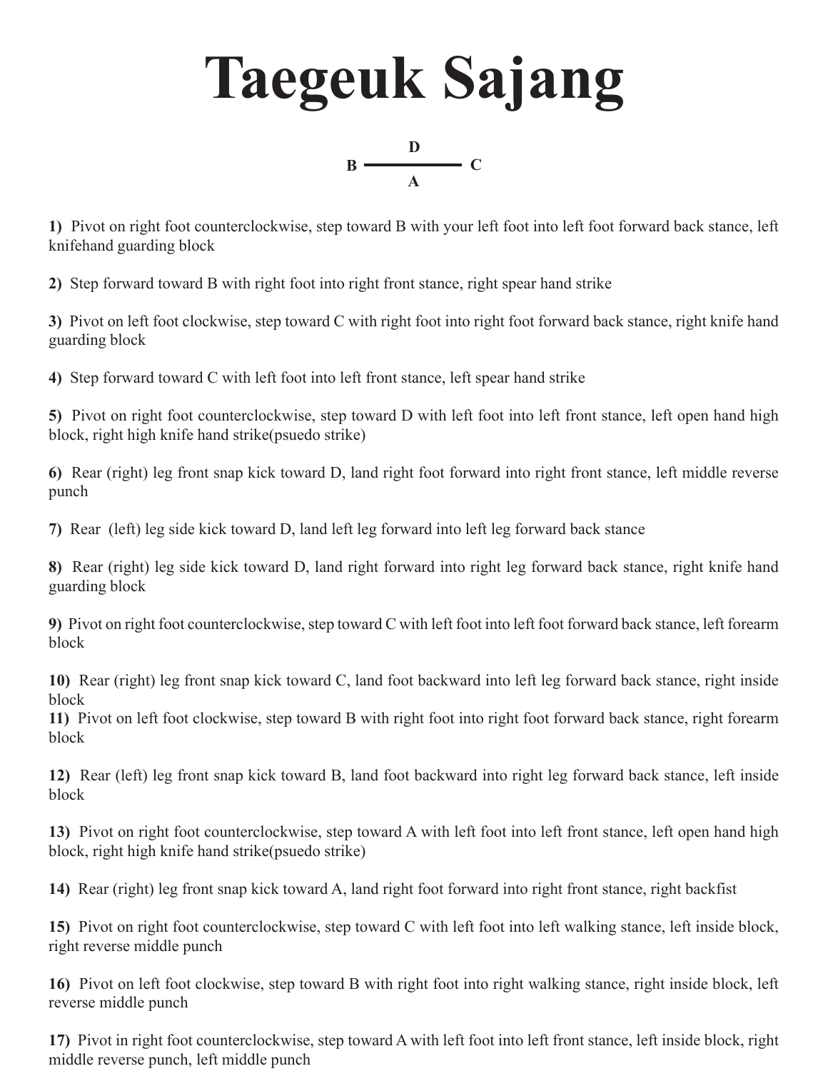# Taegeuk Sajang

```
        D
B ───────── C
        A
```

**1)** Pivot on right foot counterclockwise, step toward B with your left foot into left foot forward back stance, left knifehand guarding block

**2)** Step forward toward B with right foot into right front stance, right spear hand strike

**3)** Pivot on left foot clockwise, step toward C with right foot into right foot forward back stance, right knife hand guarding block

**4)** Step forward toward C with left foot into left front stance, left spear hand strike

**5)** Pivot on right foot counterclockwise, step toward D with left foot into left front stance, left open hand high block, right high knife hand strike(psuedo strike)

**6)** Rear (right) leg front snap kick toward D, land right foot forward into right front stance, left middle reverse punch

**7)** Rear (left) leg side kick toward D, land left leg forward into left leg forward back stance

**8)** Rear (right) leg side kick toward D, land right forward into right leg forward back stance, right knife hand guarding block

**9)** Pivot on right foot counterclockwise, step toward C with left foot into left foot forward back stance, left forearm block

**10)** Rear (right) leg front snap kick toward C, land foot backward into left leg forward back stance, right inside block

**11)** Pivot on left foot clockwise, step toward B with right foot into right foot forward back stance, right forearm block

**12)** Rear (left) leg front snap kick toward B, land foot backward into right leg forward back stance, left inside block

**13)** Pivot on right foot counterclockwise, step toward A with left foot into left front stance, left open hand high block, right high knife hand strike(psuedo strike)

**14)** Rear (right) leg front snap kick toward A, land right foot forward into right front stance, right backfist

**15)** Pivot on right foot counterclockwise, step toward C with left foot into left walking stance, left inside block, right reverse middle punch

**16)** Pivot on left foot clockwise, step toward B with right foot into right walking stance, right inside block, left reverse middle punch

**17)** Pivot in right foot counterclockwise, step toward A with left foot into left front stance, left inside block, right middle reverse punch, left middle punch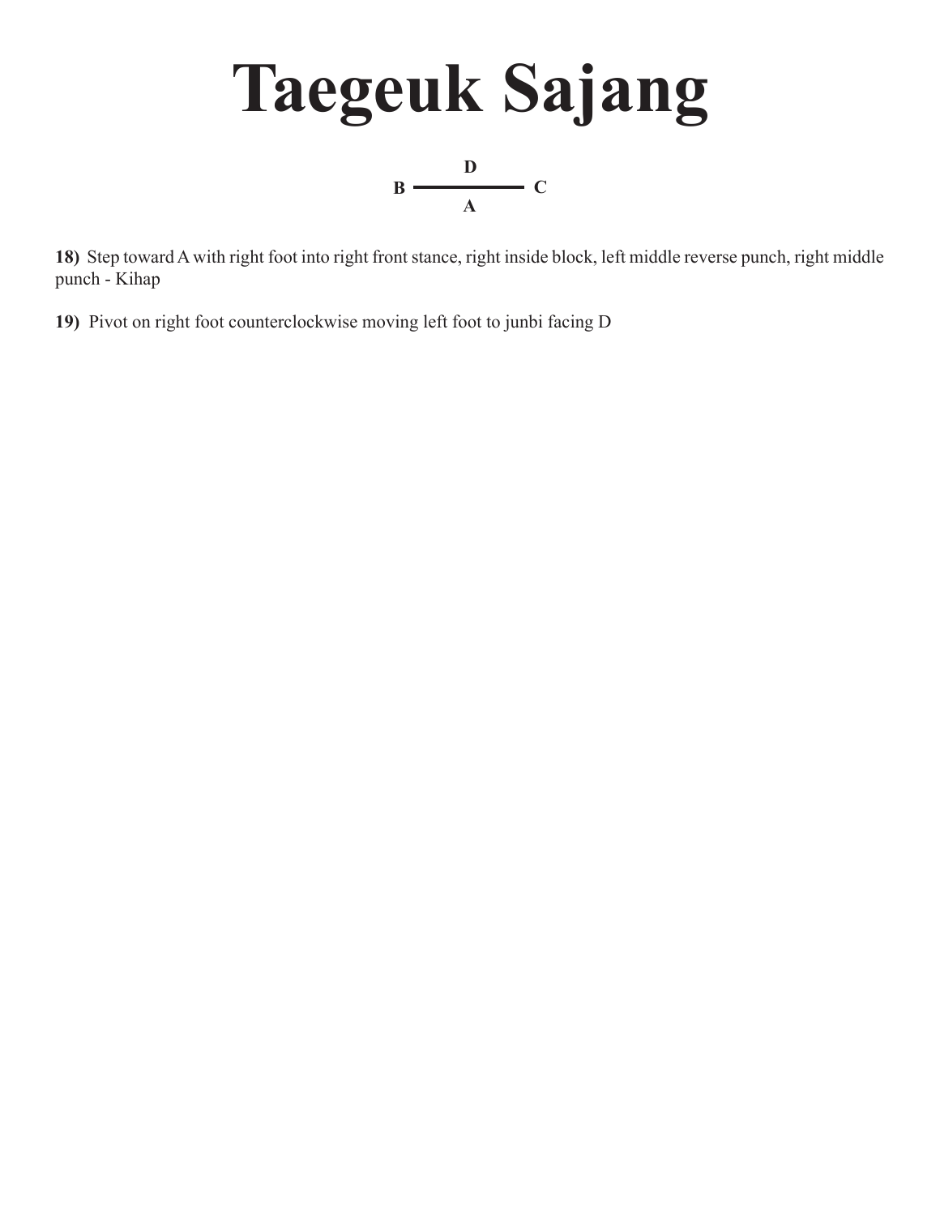# Taegeuk Sajang

D

B —— C

A

**18)** Step toward A with right foot into right front stance, right inside block, left middle reverse punch, right middle punch - Kihap

**19)** Pivot on right foot counterclockwise moving left foot to junbi facing D